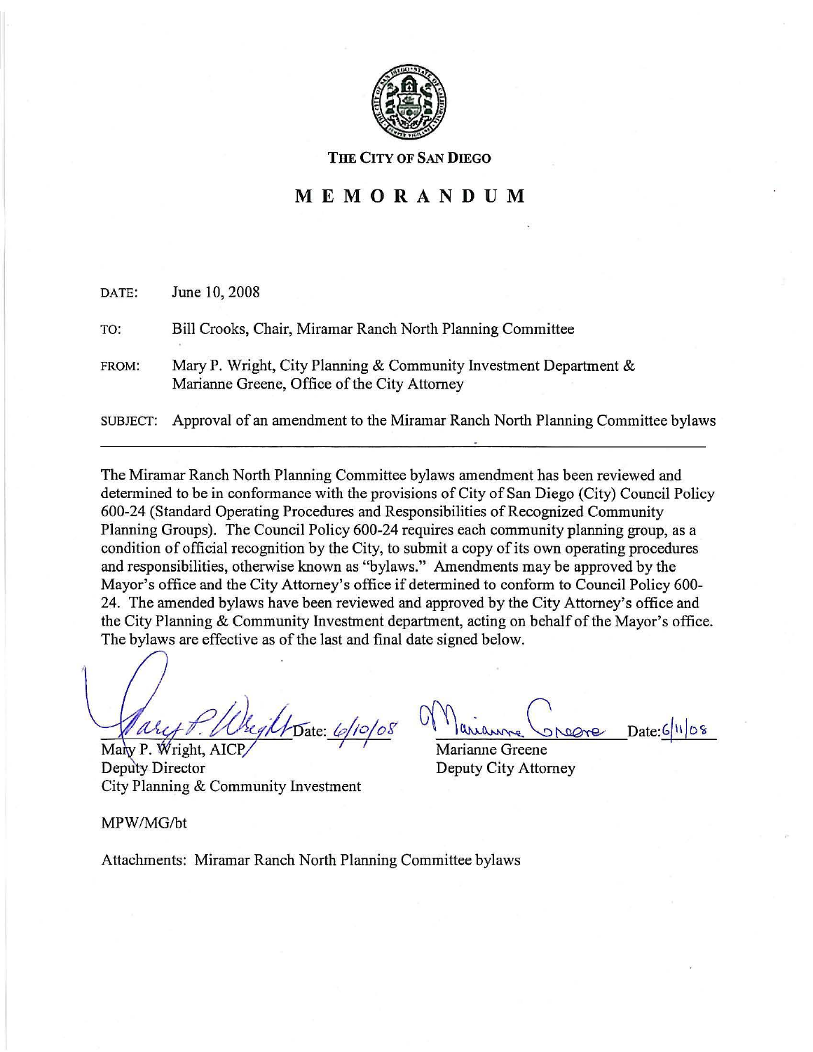**THE CITY OF SAN DIEGO**

# MEMORANDUM

DATE: June 10, 2008

TO: Bill Crooks, Chair, Miramar Ranch North Planning Committee

FROM: Mary P. Wright, City Planning & Community Investment Department & Marianne Greene, Office of the City Attorney

SUBJECT: Approval of an amendment to the Miramar Ranch North Planning Committee bylaws

---

The Miramar Ranch North Planning Committee bylaws amendment has been reviewed and determined to be in conformance with the provisions of City of San Diego (City) Council Policy 600-24 (Standard Operating Procedures and Responsibilities of Recognized Community Planning Groups). The Council Policy 600-24 requires each community planning group, as a condition of official recognition by the City, to submit a copy of its own operating procedures and responsibilities, otherwise known as "bylaws." Amendments may be approved by the Mayor's office and the City Attorney's office if determined to conform to Council Policy 600-24. The amended bylaws have been reviewed and approved by the City Attorney's office and the City Planning & Community Investment department, acting on behalf of the Mayor's office. The bylaws are effective as of the last and final date signed below.

Date: 6/10/08
Mary P. Wright, AICP
Deputy Director
City Planning & Community Investment

Date: 6/11/08
Marianne Greene
Deputy City Attorney

MPW/MG/bt

Attachments: Miramar Ranch North Planning Committee bylaws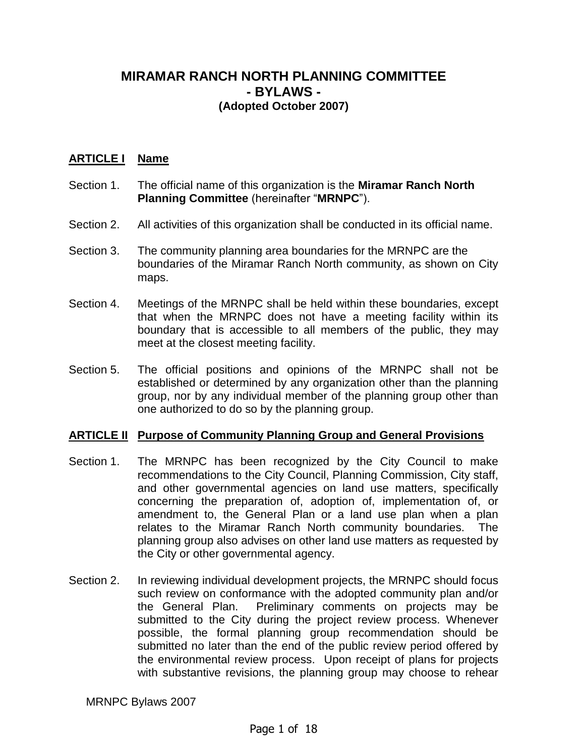# MIRAMAR RANCH NORTH PLANNING COMMITTEE
## - BYLAWS -
### (Adopted October 2007)

**ARTICLE I Name**

Section 1. The official name of this organization is the **Miramar Ranch North Planning Committee** (hereinafter "**MRNPC**").

Section 2. All activities of this organization shall be conducted in its official name.

Section 3. The community planning area boundaries for the MRNPC are the boundaries of the Miramar Ranch North community, as shown on City maps.

Section 4. Meetings of the MRNPC shall be held within these boundaries, except that when the MRNPC does not have a meeting facility within its boundary that is accessible to all members of the public, they may meet at the closest meeting facility.

Section 5. The official positions and opinions of the MRNPC shall not be established or determined by any organization other than the planning group, nor by any individual member of the planning group other than one authorized to do so by the planning group.

**ARTICLE II Purpose of Community Planning Group and General Provisions**

Section 1. The MRNPC has been recognized by the City Council to make recommendations to the City Council, Planning Commission, City staff, and other governmental agencies on land use matters, specifically concerning the preparation of, adoption of, implementation of, or amendment to, the General Plan or a land use plan when a plan relates to the Miramar Ranch North community boundaries. The planning group also advises on other land use matters as requested by the City or other governmental agency.

Section 2. In reviewing individual development projects, the MRNPC should focus such review on conformance with the adopted community plan and/or the General Plan. Preliminary comments on projects may be submitted to the City during the project review process. Whenever possible, the formal planning group recommendation should be submitted no later than the end of the public review period offered by the environmental review process. Upon receipt of plans for projects with substantive revisions, the planning group may choose to rehear

MRNPC Bylaws 2007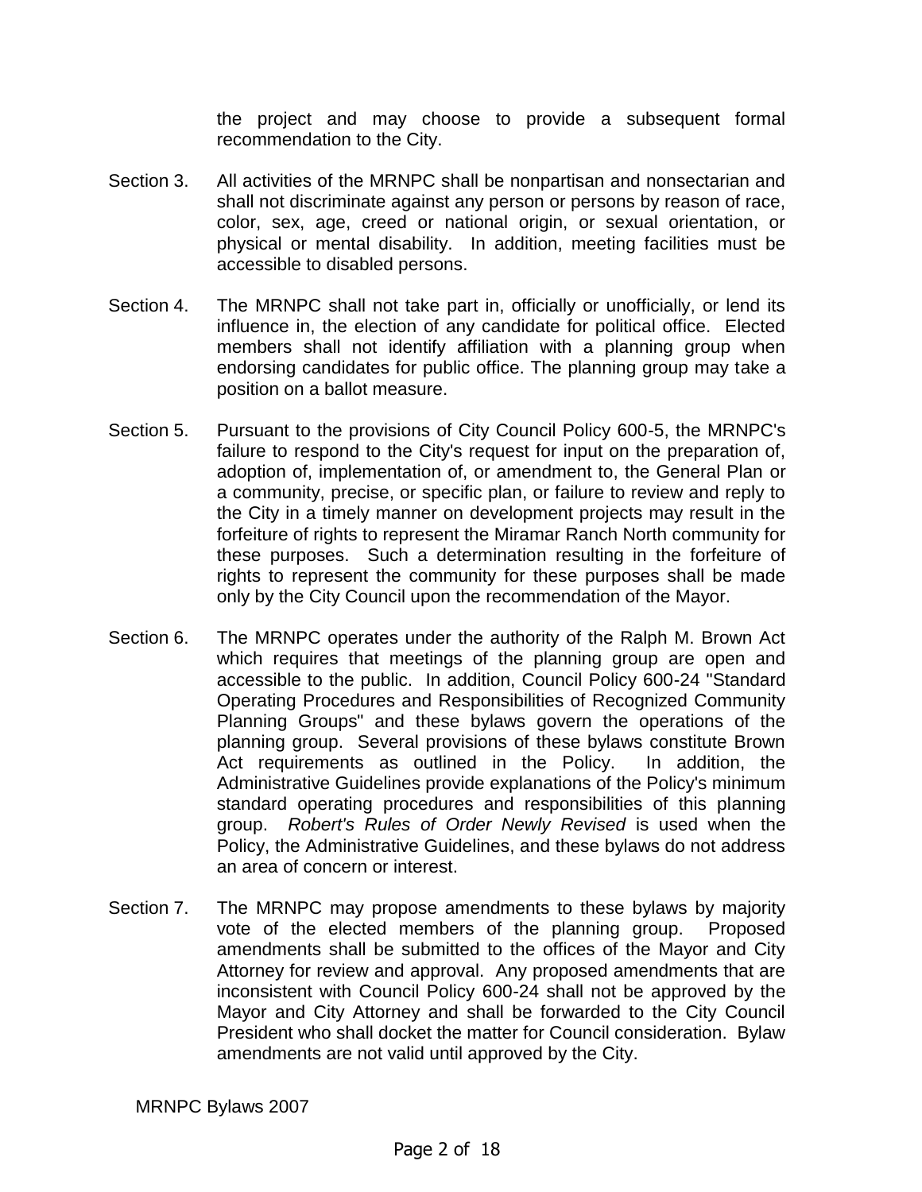the project and may choose to provide a subsequent formal recommendation to the City.

Section 3. All activities of the MRNPC shall be nonpartisan and nonsectarian and shall not discriminate against any person or persons by reason of race, color, sex, age, creed or national origin, or sexual orientation, or physical or mental disability. In addition, meeting facilities must be accessible to disabled persons.

Section 4. The MRNPC shall not take part in, officially or unofficially, or lend its influence in, the election of any candidate for political office. Elected members shall not identify affiliation with a planning group when endorsing candidates for public office. The planning group may take a position on a ballot measure.

Section 5. Pursuant to the provisions of City Council Policy 600-5, the MRNPC's failure to respond to the City's request for input on the preparation of, adoption of, implementation of, or amendment to, the General Plan or a community, precise, or specific plan, or failure to review and reply to the City in a timely manner on development projects may result in the forfeiture of rights to represent the Miramar Ranch North community for these purposes. Such a determination resulting in the forfeiture of rights to represent the community for these purposes shall be made only by the City Council upon the recommendation of the Mayor.

Section 6. The MRNPC operates under the authority of the Ralph M. Brown Act which requires that meetings of the planning group are open and accessible to the public. In addition, Council Policy 600-24 "Standard Operating Procedures and Responsibilities of Recognized Community Planning Groups" and these bylaws govern the operations of the planning group. Several provisions of these bylaws constitute Brown Act requirements as outlined in the Policy. In addition, the Administrative Guidelines provide explanations of the Policy's minimum standard operating procedures and responsibilities of this planning group. *Robert's Rules of Order Newly Revised* is used when the Policy, the Administrative Guidelines, and these bylaws do not address an area of concern or interest.

Section 7. The MRNPC may propose amendments to these bylaws by majority vote of the elected members of the planning group. Proposed amendments shall be submitted to the offices of the Mayor and City Attorney for review and approval. Any proposed amendments that are inconsistent with Council Policy 600-24 shall not be approved by the Mayor and City Attorney and shall be forwarded to the City Council President who shall docket the matter for Council consideration. Bylaw amendments are not valid until approved by the City.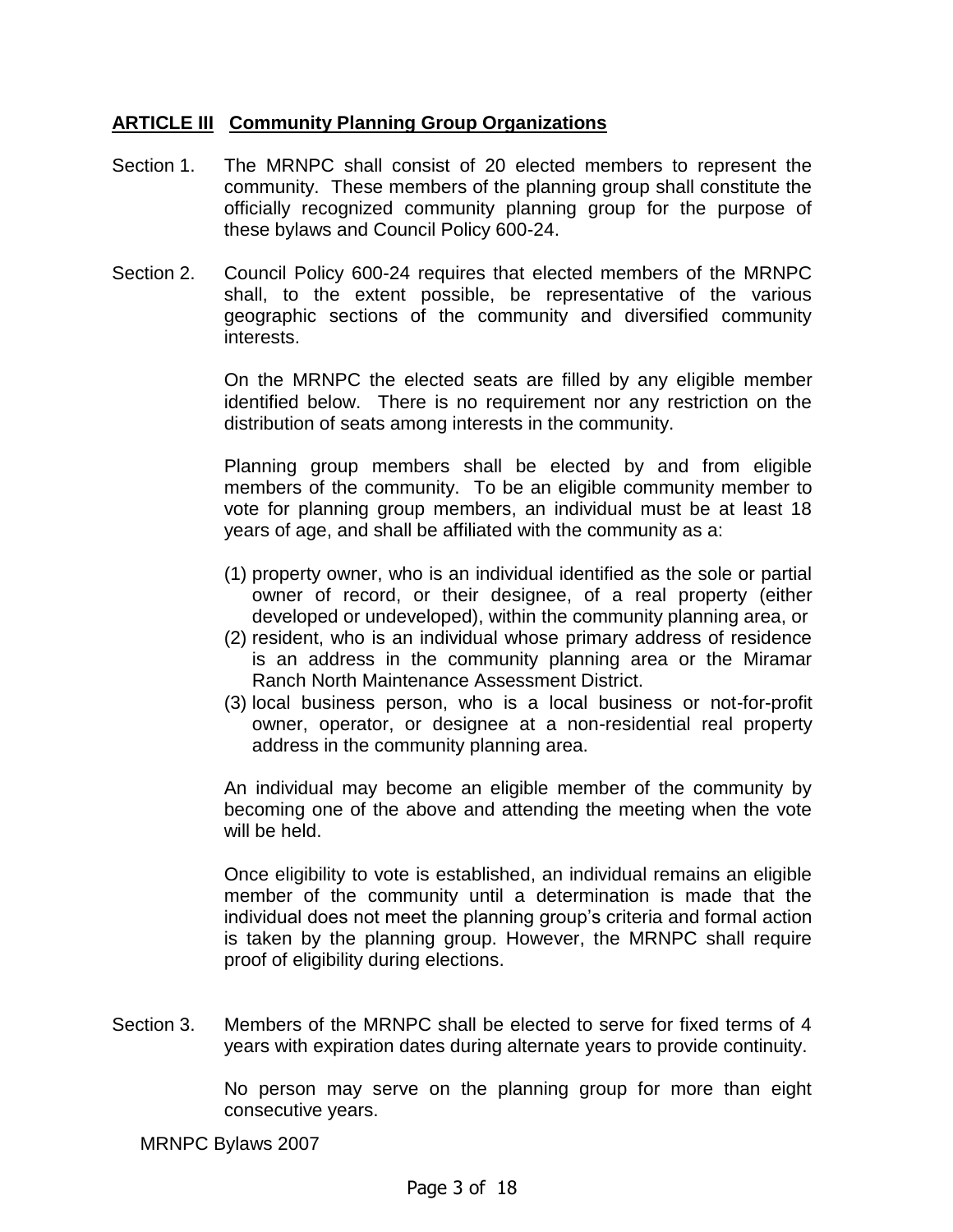## **ARTICLE III Community Planning Group Organizations**

Section 1. The MRNPC shall consist of 20 elected members to represent the community. These members of the planning group shall constitute the officially recognized community planning group for the purpose of these bylaws and Council Policy 600-24.

Section 2. Council Policy 600-24 requires that elected members of the MRNPC shall, to the extent possible, be representative of the various geographic sections of the community and diversified community interests.

On the MRNPC the elected seats are filled by any eligible member identified below. There is no requirement nor any restriction on the distribution of seats among interests in the community.

Planning group members shall be elected by and from eligible members of the community. To be an eligible community member to vote for planning group members, an individual must be at least 18 years of age, and shall be affiliated with the community as a:

(1) property owner, who is an individual identified as the sole or partial owner of record, or their designee, of a real property (either developed or undeveloped), within the community planning area, or
(2) resident, who is an individual whose primary address of residence is an address in the community planning area or the Miramar Ranch North Maintenance Assessment District.
(3) local business person, who is a local business or not-for-profit owner, operator, or designee at a non-residential real property address in the community planning area.

An individual may become an eligible member of the community by becoming one of the above and attending the meeting when the vote will be held.

Once eligibility to vote is established, an individual remains an eligible member of the community until a determination is made that the individual does not meet the planning group's criteria and formal action is taken by the planning group. However, the MRNPC shall require proof of eligibility during elections.

Section 3. Members of the MRNPC shall be elected to serve for fixed terms of 4 years with expiration dates during alternate years to provide continuity.

No person may serve on the planning group for more than eight consecutive years.

MRNPC Bylaws 2007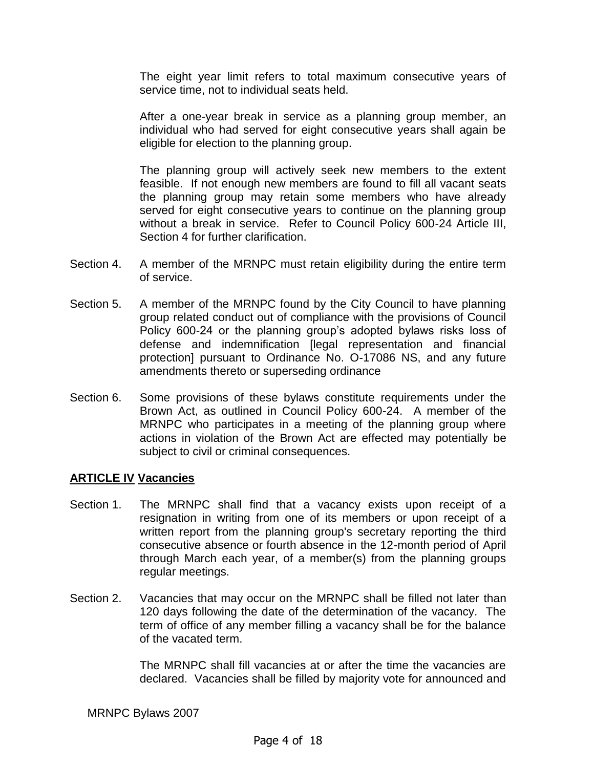The eight year limit refers to total maximum consecutive years of service time, not to individual seats held.

After a one-year break in service as a planning group member, an individual who had served for eight consecutive years shall again be eligible for election to the planning group.

The planning group will actively seek new members to the extent feasible. If not enough new members are found to fill all vacant seats the planning group may retain some members who have already served for eight consecutive years to continue on the planning group without a break in service. Refer to Council Policy 600-24 Article III, Section 4 for further clarification.

Section 4. A member of the MRNPC must retain eligibility during the entire term of service.

Section 5. A member of the MRNPC found by the City Council to have planning group related conduct out of compliance with the provisions of Council Policy 600-24 or the planning group's adopted bylaws risks loss of defense and indemnification [legal representation and financial protection] pursuant to Ordinance No. O-17086 NS, and any future amendments thereto or superseding ordinance

Section 6. Some provisions of these bylaws constitute requirements under the Brown Act, as outlined in Council Policy 600-24. A member of the MRNPC who participates in a meeting of the planning group where actions in violation of the Brown Act are effected may potentially be subject to civil or criminal consequences.

## ARTICLE IV Vacancies

Section 1. The MRNPC shall find that a vacancy exists upon receipt of a resignation in writing from one of its members or upon receipt of a written report from the planning group's secretary reporting the third consecutive absence or fourth absence in the 12-month period of April through March each year, of a member(s) from the planning groups regular meetings.

Section 2. Vacancies that may occur on the MRNPC shall be filled not later than 120 days following the date of the determination of the vacancy. The term of office of any member filling a vacancy shall be for the balance of the vacated term.

The MRNPC shall fill vacancies at or after the time the vacancies are declared. Vacancies shall be filled by majority vote for announced and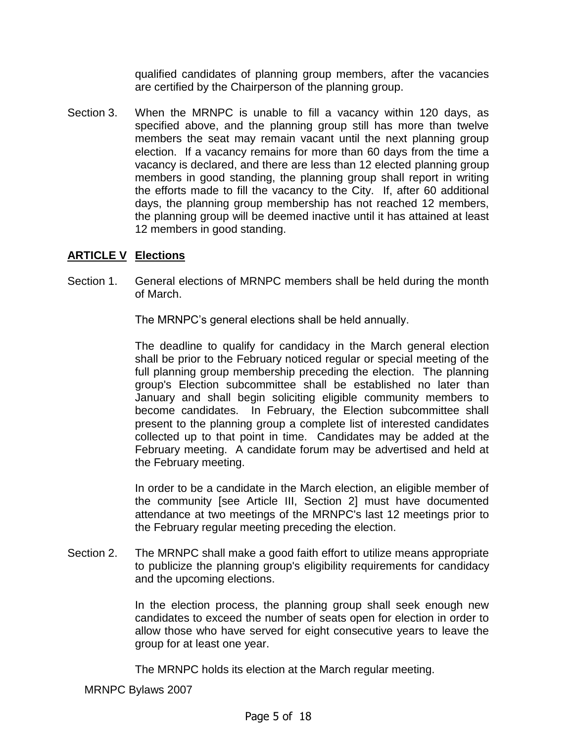qualified candidates of planning group members, after the vacancies are certified by the Chairperson of the planning group.

Section 3. When the MRNPC is unable to fill a vacancy within 120 days, as specified above, and the planning group still has more than twelve members the seat may remain vacant until the next planning group election. If a vacancy remains for more than 60 days from the time a vacancy is declared, and there are less than 12 elected planning group members in good standing, the planning group shall report in writing the efforts made to fill the vacancy to the City. If, after 60 additional days, the planning group membership has not reached 12 members, the planning group will be deemed inactive until it has attained at least 12 members in good standing.

## ARTICLE V Elections

Section 1. General elections of MRNPC members shall be held during the month of March.

The MRNPC's general elections shall be held annually.

The deadline to qualify for candidacy in the March general election shall be prior to the February noticed regular or special meeting of the full planning group membership preceding the election. The planning group's Election subcommittee shall be established no later than January and shall begin soliciting eligible community members to become candidates. In February, the Election subcommittee shall present to the planning group a complete list of interested candidates collected up to that point in time. Candidates may be added at the February meeting. A candidate forum may be advertised and held at the February meeting.

In order to be a candidate in the March election, an eligible member of the community [see Article III, Section 2] must have documented attendance at two meetings of the MRNPC's last 12 meetings prior to the February regular meeting preceding the election.

Section 2. The MRNPC shall make a good faith effort to utilize means appropriate to publicize the planning group's eligibility requirements for candidacy and the upcoming elections.

In the election process, the planning group shall seek enough new candidates to exceed the number of seats open for election in order to allow those who have served for eight consecutive years to leave the group for at least one year.

The MRNPC holds its election at the March regular meeting.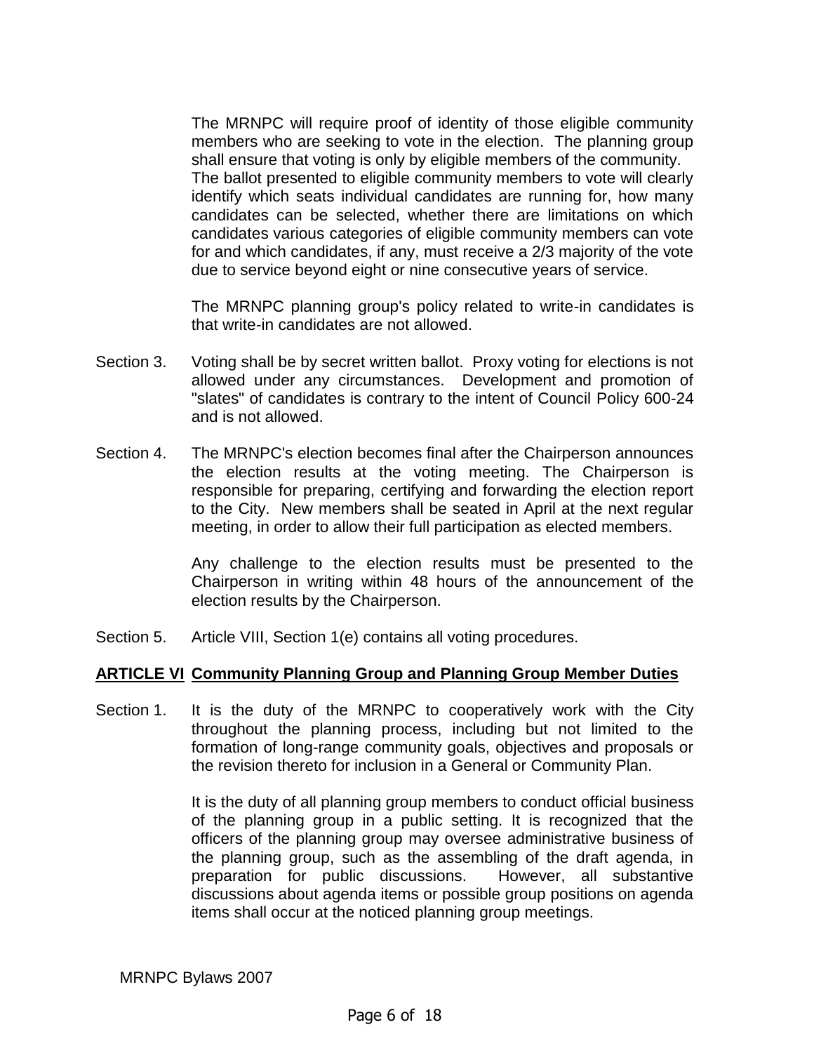The MRNPC will require proof of identity of those eligible community members who are seeking to vote in the election. The planning group shall ensure that voting is only by eligible members of the community. The ballot presented to eligible community members to vote will clearly identify which seats individual candidates are running for, how many candidates can be selected, whether there are limitations on which candidates various categories of eligible community members can vote for and which candidates, if any, must receive a 2/3 majority of the vote due to service beyond eight or nine consecutive years of service.

The MRNPC planning group's policy related to write-in candidates is that write-in candidates are not allowed.

Section 3. Voting shall be by secret written ballot. Proxy voting for elections is not allowed under any circumstances. Development and promotion of "slates" of candidates is contrary to the intent of Council Policy 600-24 and is not allowed.

Section 4. The MRNPC's election becomes final after the Chairperson announces the election results at the voting meeting. The Chairperson is responsible for preparing, certifying and forwarding the election report to the City. New members shall be seated in April at the next regular meeting, in order to allow their full participation as elected members.

Any challenge to the election results must be presented to the Chairperson in writing within 48 hours of the announcement of the election results by the Chairperson.

Section 5. Article VIII, Section 1(e) contains all voting procedures.

## ARTICLE VI Community Planning Group and Planning Group Member Duties

Section 1. It is the duty of the MRNPC to cooperatively work with the City throughout the planning process, including but not limited to the formation of long-range community goals, objectives and proposals or the revision thereto for inclusion in a General or Community Plan.

It is the duty of all planning group members to conduct official business of the planning group in a public setting. It is recognized that the officers of the planning group may oversee administrative business of the planning group, such as the assembling of the draft agenda, in preparation for public discussions. However, all substantive discussions about agenda items or possible group positions on agenda items shall occur at the noticed planning group meetings.

MRNPC Bylaws 2007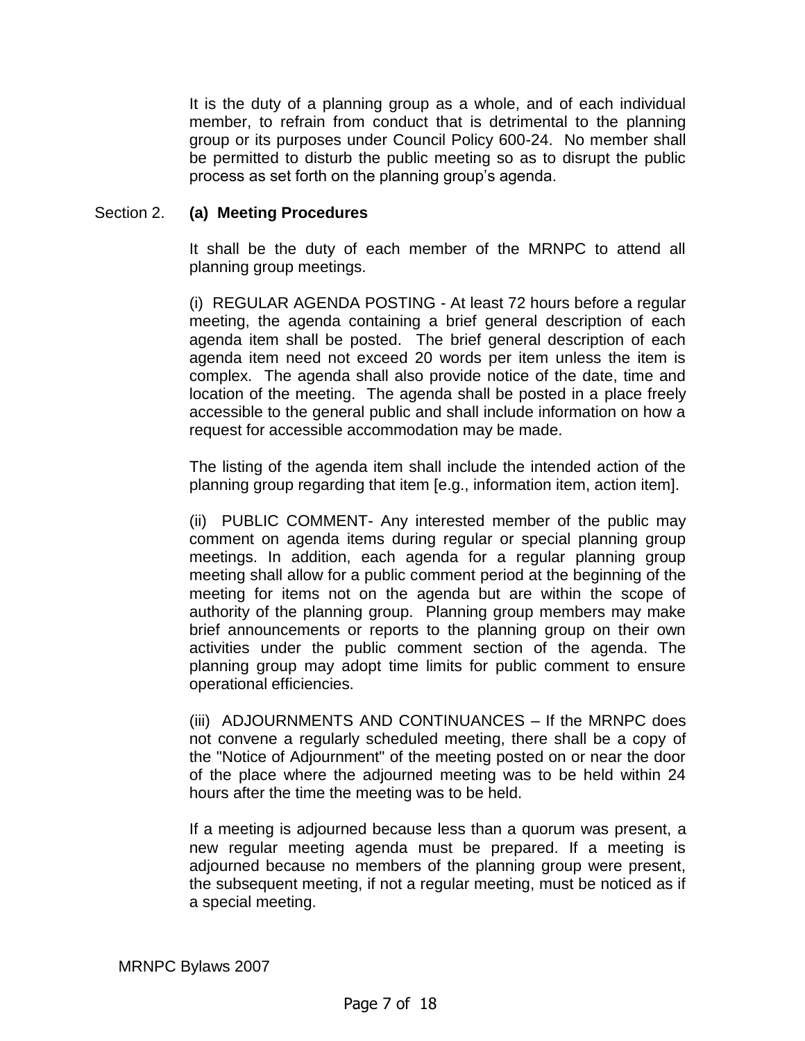It is the duty of a planning group as a whole, and of each individual member, to refrain from conduct that is detrimental to the planning group or its purposes under Council Policy 600-24. No member shall be permitted to disturb the public meeting so as to disrupt the public process as set forth on the planning group's agenda.

Section 2. **(a) Meeting Procedures**

It shall be the duty of each member of the MRNPC to attend all planning group meetings.

(i) REGULAR AGENDA POSTING - At least 72 hours before a regular meeting, the agenda containing a brief general description of each agenda item shall be posted. The brief general description of each agenda item need not exceed 20 words per item unless the item is complex. The agenda shall also provide notice of the date, time and location of the meeting. The agenda shall be posted in a place freely accessible to the general public and shall include information on how a request for accessible accommodation may be made.

The listing of the agenda item shall include the intended action of the planning group regarding that item [e.g., information item, action item].

(ii) PUBLIC COMMENT- Any interested member of the public may comment on agenda items during regular or special planning group meetings. In addition, each agenda for a regular planning group meeting shall allow for a public comment period at the beginning of the meeting for items not on the agenda but are within the scope of authority of the planning group. Planning group members may make brief announcements or reports to the planning group on their own activities under the public comment section of the agenda. The planning group may adopt time limits for public comment to ensure operational efficiencies.

(iii) ADJOURNMENTS AND CONTINUANCES – If the MRNPC does not convene a regularly scheduled meeting, there shall be a copy of the "Notice of Adjournment" of the meeting posted on or near the door of the place where the adjourned meeting was to be held within 24 hours after the time the meeting was to be held.

If a meeting is adjourned because less than a quorum was present, a new regular meeting agenda must be prepared. If a meeting is adjourned because no members of the planning group were present, the subsequent meeting, if not a regular meeting, must be noticed as if a special meeting.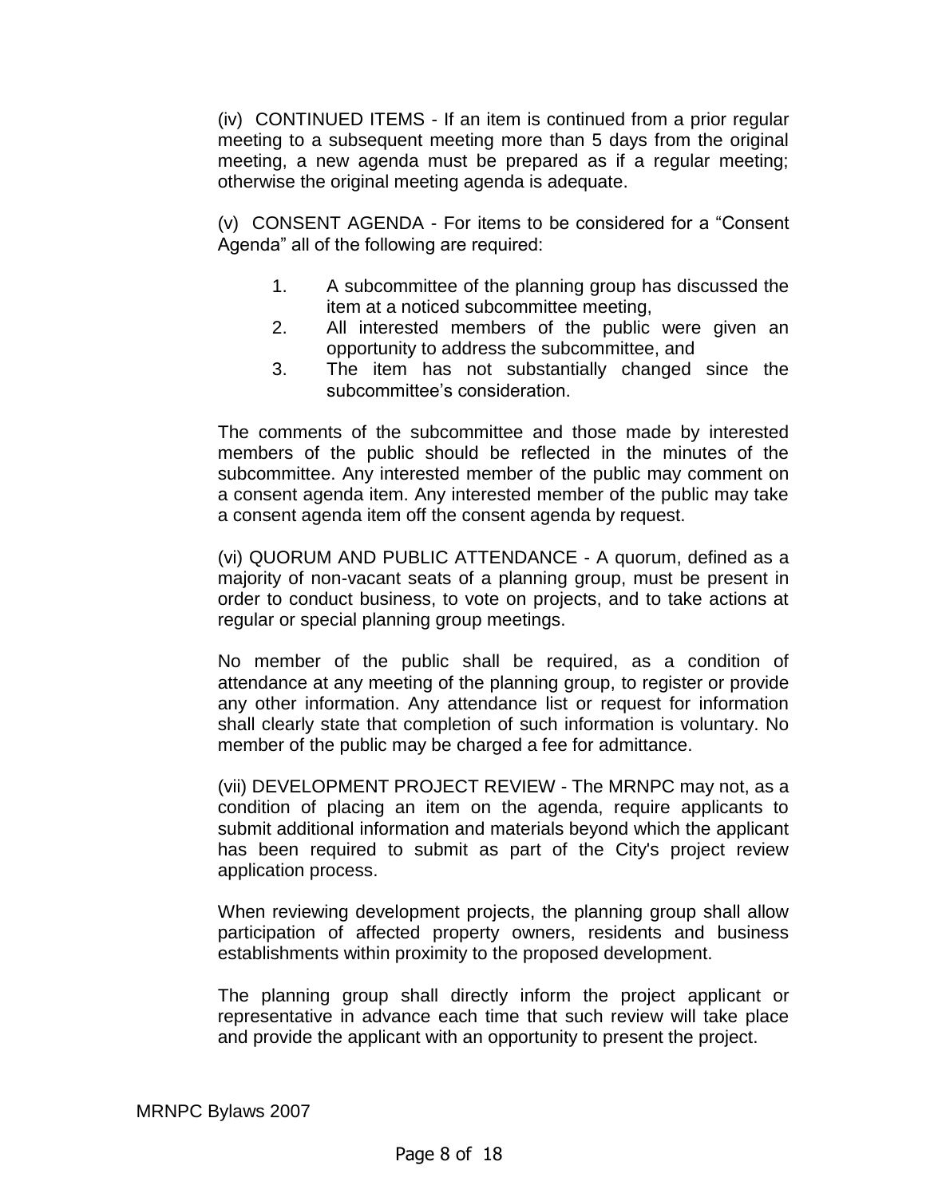(iv) CONTINUED ITEMS - If an item is continued from a prior regular meeting to a subsequent meeting more than 5 days from the original meeting, a new agenda must be prepared as if a regular meeting; otherwise the original meeting agenda is adequate.

(v) CONSENT AGENDA - For items to be considered for a "Consent Agenda" all of the following are required:

1. A subcommittee of the planning group has discussed the item at a noticed subcommittee meeting,
2. All interested members of the public were given an opportunity to address the subcommittee, and
3. The item has not substantially changed since the subcommittee's consideration.

The comments of the subcommittee and those made by interested members of the public should be reflected in the minutes of the subcommittee. Any interested member of the public may comment on a consent agenda item. Any interested member of the public may take a consent agenda item off the consent agenda by request.

(vi) QUORUM AND PUBLIC ATTENDANCE - A quorum, defined as a majority of non-vacant seats of a planning group, must be present in order to conduct business, to vote on projects, and to take actions at regular or special planning group meetings.

No member of the public shall be required, as a condition of attendance at any meeting of the planning group, to register or provide any other information. Any attendance list or request for information shall clearly state that completion of such information is voluntary. No member of the public may be charged a fee for admittance.

(vii) DEVELOPMENT PROJECT REVIEW - The MRNPC may not, as a condition of placing an item on the agenda, require applicants to submit additional information and materials beyond which the applicant has been required to submit as part of the City's project review application process.

When reviewing development projects, the planning group shall allow participation of affected property owners, residents and business establishments within proximity to the proposed development.

The planning group shall directly inform the project applicant or representative in advance each time that such review will take place and provide the applicant with an opportunity to present the project.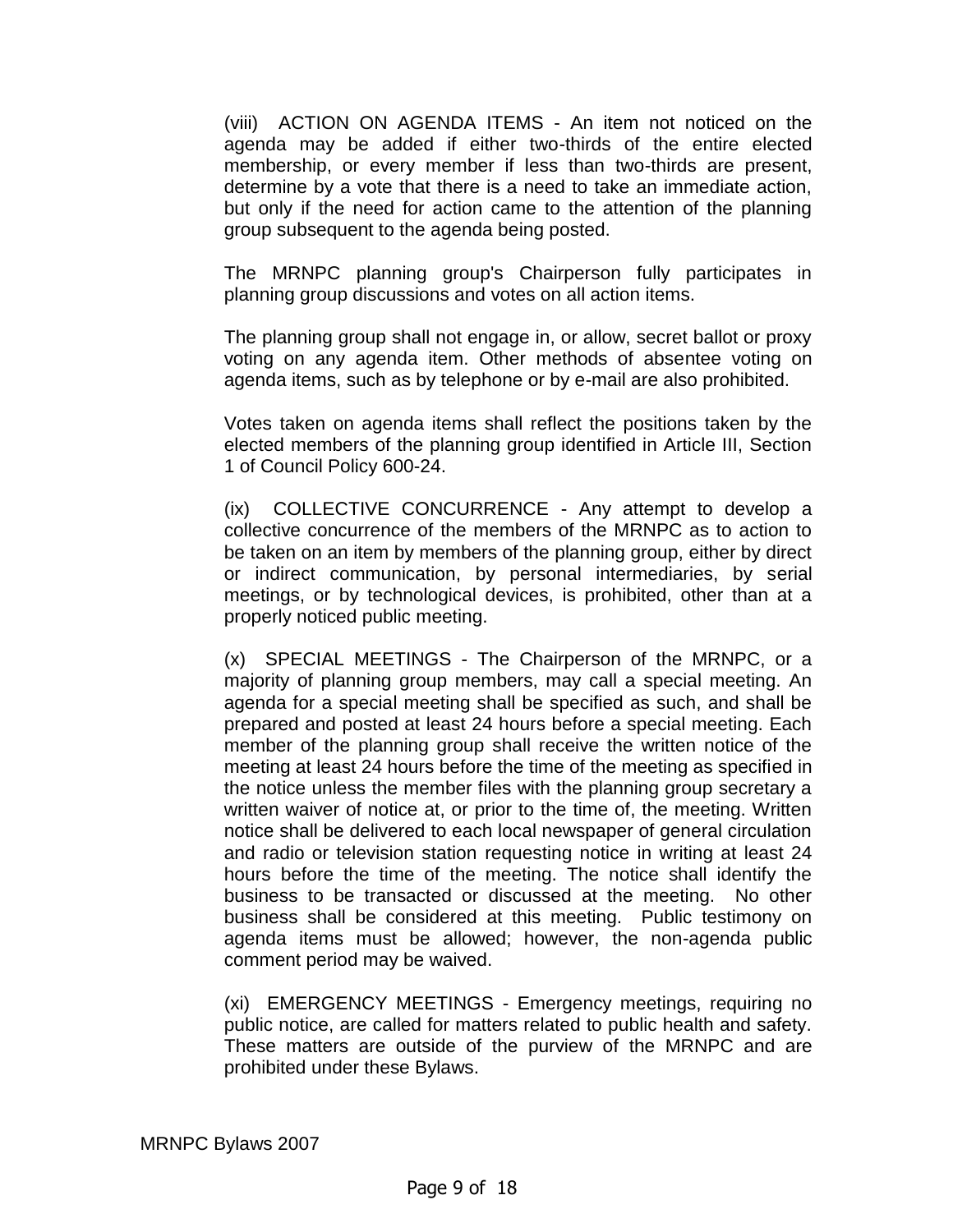(viii) ACTION ON AGENDA ITEMS - An item not noticed on the agenda may be added if either two-thirds of the entire elected membership, or every member if less than two-thirds are present, determine by a vote that there is a need to take an immediate action, but only if the need for action came to the attention of the planning group subsequent to the agenda being posted.

The MRNPC planning group's Chairperson fully participates in planning group discussions and votes on all action items.

The planning group shall not engage in, or allow, secret ballot or proxy voting on any agenda item. Other methods of absentee voting on agenda items, such as by telephone or by e-mail are also prohibited.

Votes taken on agenda items shall reflect the positions taken by the elected members of the planning group identified in Article III, Section 1 of Council Policy 600-24.

(ix) COLLECTIVE CONCURRENCE - Any attempt to develop a collective concurrence of the members of the MRNPC as to action to be taken on an item by members of the planning group, either by direct or indirect communication, by personal intermediaries, by serial meetings, or by technological devices, is prohibited, other than at a properly noticed public meeting.

(x) SPECIAL MEETINGS - The Chairperson of the MRNPC, or a majority of planning group members, may call a special meeting. An agenda for a special meeting shall be specified as such, and shall be prepared and posted at least 24 hours before a special meeting. Each member of the planning group shall receive the written notice of the meeting at least 24 hours before the time of the meeting as specified in the notice unless the member files with the planning group secretary a written waiver of notice at, or prior to the time of, the meeting. Written notice shall be delivered to each local newspaper of general circulation and radio or television station requesting notice in writing at least 24 hours before the time of the meeting. The notice shall identify the business to be transacted or discussed at the meeting. No other business shall be considered at this meeting. Public testimony on agenda items must be allowed; however, the non-agenda public comment period may be waived.

(xi) EMERGENCY MEETINGS - Emergency meetings, requiring no public notice, are called for matters related to public health and safety. These matters are outside of the purview of the MRNPC and are prohibited under these Bylaws.

MRNPC Bylaws 2007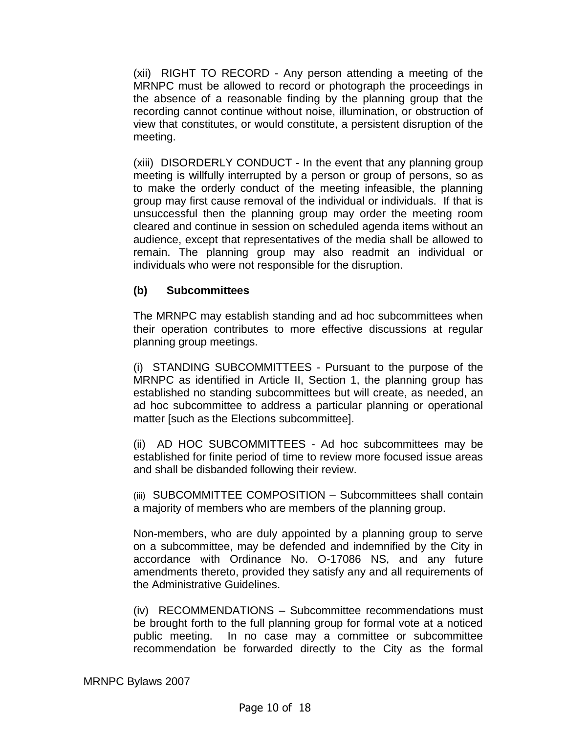(xii) RIGHT TO RECORD - Any person attending a meeting of the MRNPC must be allowed to record or photograph the proceedings in the absence of a reasonable finding by the planning group that the recording cannot continue without noise, illumination, or obstruction of view that constitutes, or would constitute, a persistent disruption of the meeting.

(xiii) DISORDERLY CONDUCT - In the event that any planning group meeting is willfully interrupted by a person or group of persons, so as to make the orderly conduct of the meeting infeasible, the planning group may first cause removal of the individual or individuals. If that is unsuccessful then the planning group may order the meeting room cleared and continue in session on scheduled agenda items without an audience, except that representatives of the media shall be allowed to remain. The planning group may also readmit an individual or individuals who were not responsible for the disruption.

**(b) Subcommittees**

The MRNPC may establish standing and ad hoc subcommittees when their operation contributes to more effective discussions at regular planning group meetings.

(i) STANDING SUBCOMMITTEES - Pursuant to the purpose of the MRNPC as identified in Article II, Section 1, the planning group has established no standing subcommittees but will create, as needed, an ad hoc subcommittee to address a particular planning or operational matter [such as the Elections subcommittee].

(ii) AD HOC SUBCOMMITTEES - Ad hoc subcommittees may be established for finite period of time to review more focused issue areas and shall be disbanded following their review.

(iii) SUBCOMMITTEE COMPOSITION – Subcommittees shall contain a majority of members who are members of the planning group.

Non-members, who are duly appointed by a planning group to serve on a subcommittee, may be defended and indemnified by the City in accordance with Ordinance No. O-17086 NS, and any future amendments thereto, provided they satisfy any and all requirements of the Administrative Guidelines.

(iv) RECOMMENDATIONS – Subcommittee recommendations must be brought forth to the full planning group for formal vote at a noticed public meeting. In no case may a committee or subcommittee recommendation be forwarded directly to the City as the formal

MRNPC Bylaws 2007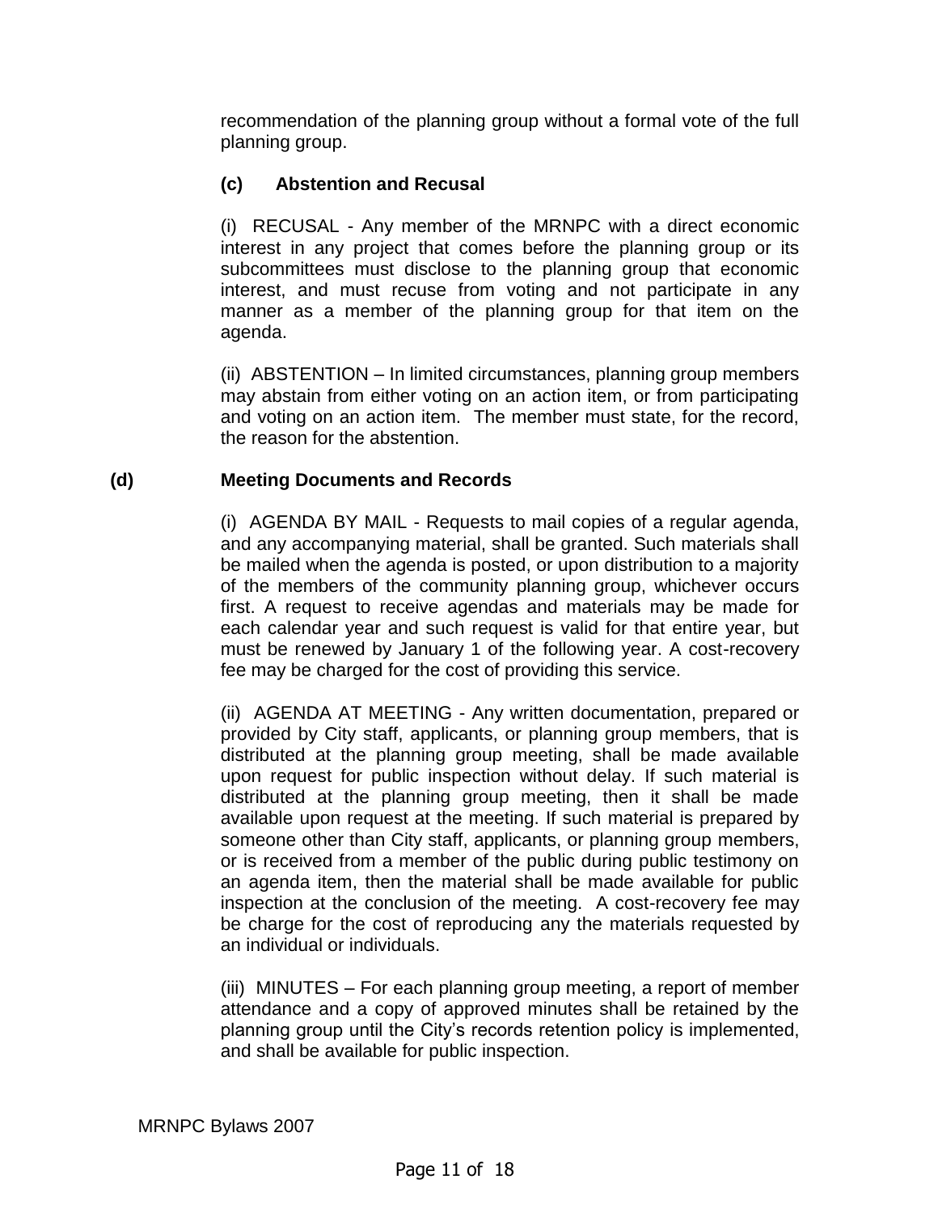recommendation of the planning group without a formal vote of the full planning group.

**(c) Abstention and Recusal**

(i) RECUSAL - Any member of the MRNPC with a direct economic interest in any project that comes before the planning group or its subcommittees must disclose to the planning group that economic interest, and must recuse from voting and not participate in any manner as a member of the planning group for that item on the agenda.

(ii) ABSTENTION – In limited circumstances, planning group members may abstain from either voting on an action item, or from participating and voting on an action item. The member must state, for the record, the reason for the abstention.

**(d) Meeting Documents and Records**

(i) AGENDA BY MAIL - Requests to mail copies of a regular agenda, and any accompanying material, shall be granted. Such materials shall be mailed when the agenda is posted, or upon distribution to a majority of the members of the community planning group, whichever occurs first. A request to receive agendas and materials may be made for each calendar year and such request is valid for that entire year, but must be renewed by January 1 of the following year. A cost-recovery fee may be charged for the cost of providing this service.

(ii) AGENDA AT MEETING - Any written documentation, prepared or provided by City staff, applicants, or planning group members, that is distributed at the planning group meeting, shall be made available upon request for public inspection without delay. If such material is distributed at the planning group meeting, then it shall be made available upon request at the meeting. If such material is prepared by someone other than City staff, applicants, or planning group members, or is received from a member of the public during public testimony on an agenda item, then the material shall be made available for public inspection at the conclusion of the meeting. A cost-recovery fee may be charge for the cost of reproducing any the materials requested by an individual or individuals.

(iii) MINUTES – For each planning group meeting, a report of member attendance and a copy of approved minutes shall be retained by the planning group until the City's records retention policy is implemented, and shall be available for public inspection.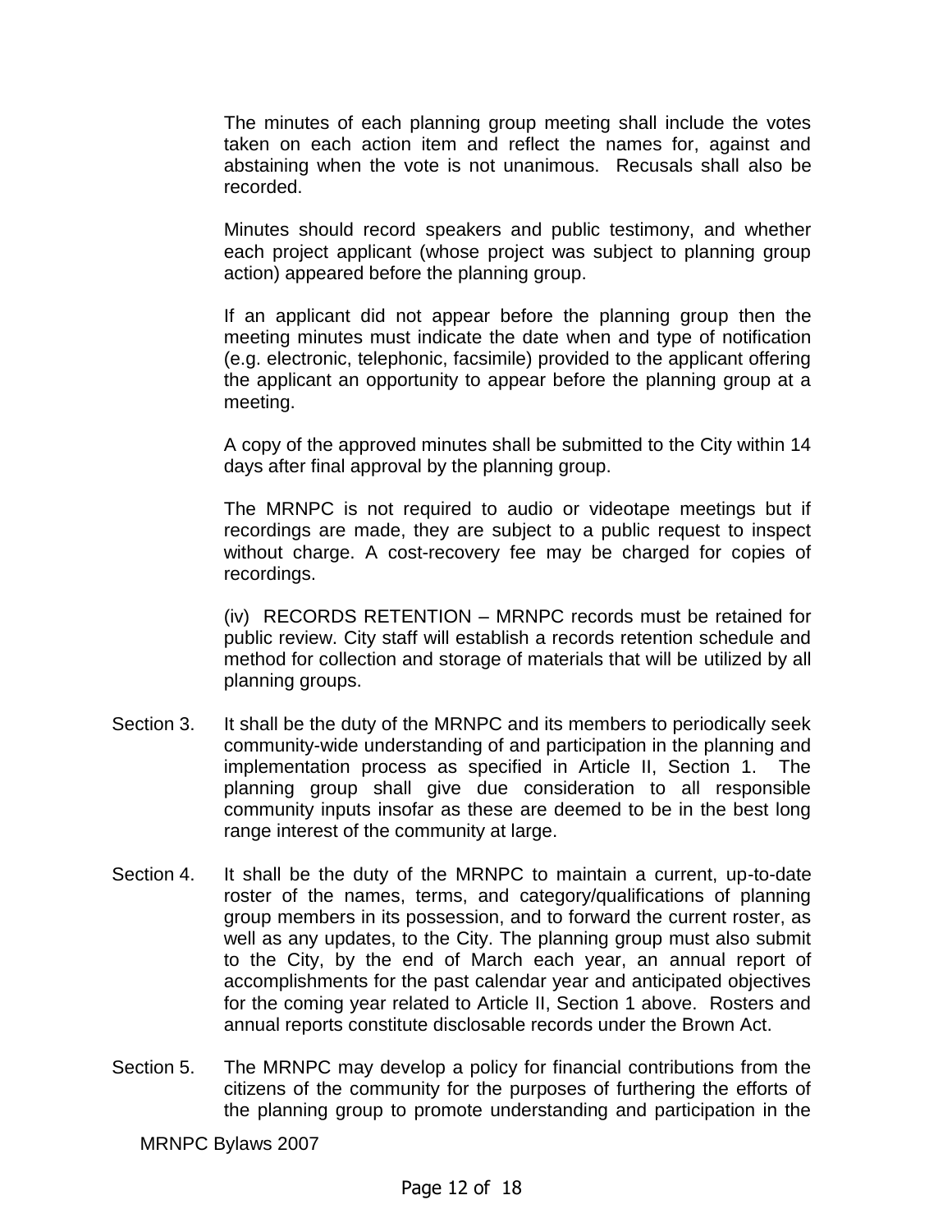The minutes of each planning group meeting shall include the votes taken on each action item and reflect the names for, against and abstaining when the vote is not unanimous. Recusals shall also be recorded.

Minutes should record speakers and public testimony, and whether each project applicant (whose project was subject to planning group action) appeared before the planning group.

If an applicant did not appear before the planning group then the meeting minutes must indicate the date when and type of notification (e.g. electronic, telephonic, facsimile) provided to the applicant offering the applicant an opportunity to appear before the planning group at a meeting.

A copy of the approved minutes shall be submitted to the City within 14 days after final approval by the planning group.

The MRNPC is not required to audio or videotape meetings but if recordings are made, they are subject to a public request to inspect without charge. A cost-recovery fee may be charged for copies of recordings.

(iv) RECORDS RETENTION – MRNPC records must be retained for public review. City staff will establish a records retention schedule and method for collection and storage of materials that will be utilized by all planning groups.

Section 3. It shall be the duty of the MRNPC and its members to periodically seek community-wide understanding of and participation in the planning and implementation process as specified in Article II, Section 1. The planning group shall give due consideration to all responsible community inputs insofar as these are deemed to be in the best long range interest of the community at large.

Section 4. It shall be the duty of the MRNPC to maintain a current, up-to-date roster of the names, terms, and category/qualifications of planning group members in its possession, and to forward the current roster, as well as any updates, to the City. The planning group must also submit to the City, by the end of March each year, an annual report of accomplishments for the past calendar year and anticipated objectives for the coming year related to Article II, Section 1 above. Rosters and annual reports constitute disclosable records under the Brown Act.

Section 5. The MRNPC may develop a policy for financial contributions from the citizens of the community for the purposes of furthering the efforts of the planning group to promote understanding and participation in the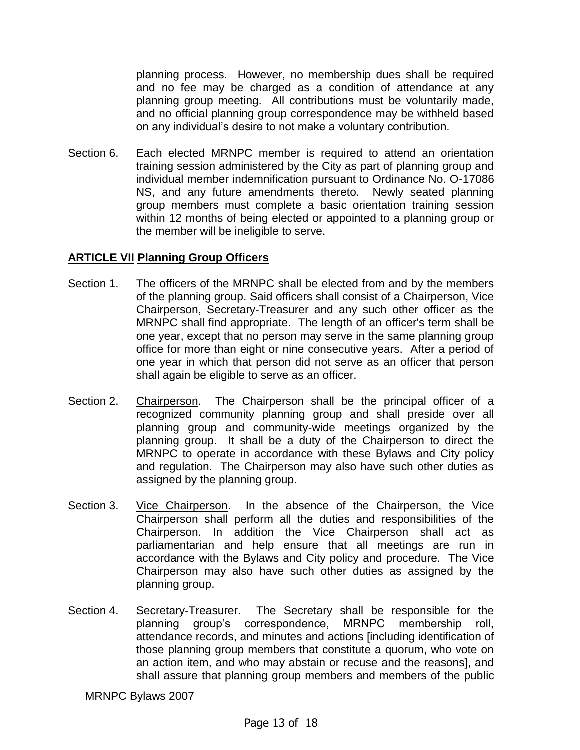planning process. However, no membership dues shall be required and no fee may be charged as a condition of attendance at any planning group meeting. All contributions must be voluntarily made, and no official planning group correspondence may be withheld based on any individual's desire to not make a voluntary contribution.

Section 6. Each elected MRNPC member is required to attend an orientation training session administered by the City as part of planning group and individual member indemnification pursuant to Ordinance No. O-17086 NS, and any future amendments thereto. Newly seated planning group members must complete a basic orientation training session within 12 months of being elected or appointed to a planning group or the member will be ineligible to serve.

## **<u>ARTICLE VII Planning Group Officers</u>**

Section 1. The officers of the MRNPC shall be elected from and by the members of the planning group. Said officers shall consist of a Chairperson, Vice Chairperson, Secretary-Treasurer and any such other officer as the MRNPC shall find appropriate. The length of an officer's term shall be one year, except that no person may serve in the same planning group office for more than eight or nine consecutive years. After a period of one year in which that person did not serve as an officer that person shall again be eligible to serve as an officer.

Section 2. <u>Chairperson</u>. The Chairperson shall be the principal officer of a recognized community planning group and shall preside over all planning group and community-wide meetings organized by the planning group. It shall be a duty of the Chairperson to direct the MRNPC to operate in accordance with these Bylaws and City policy and regulation. The Chairperson may also have such other duties as assigned by the planning group.

Section 3. <u>Vice Chairperson</u>. In the absence of the Chairperson, the Vice Chairperson shall perform all the duties and responsibilities of the Chairperson. In addition the Vice Chairperson shall act as parliamentarian and help ensure that all meetings are run in accordance with the Bylaws and City policy and procedure. The Vice Chairperson may also have such other duties as assigned by the planning group.

Section 4. <u>Secretary-Treasurer</u>. The Secretary shall be responsible for the planning group's correspondence, MRNPC membership roll, attendance records, and minutes and actions [including identification of those planning group members that constitute a quorum, who vote on an action item, and who may abstain or recuse and the reasons], and shall assure that planning group members and members of the public

MRNPC Bylaws 2007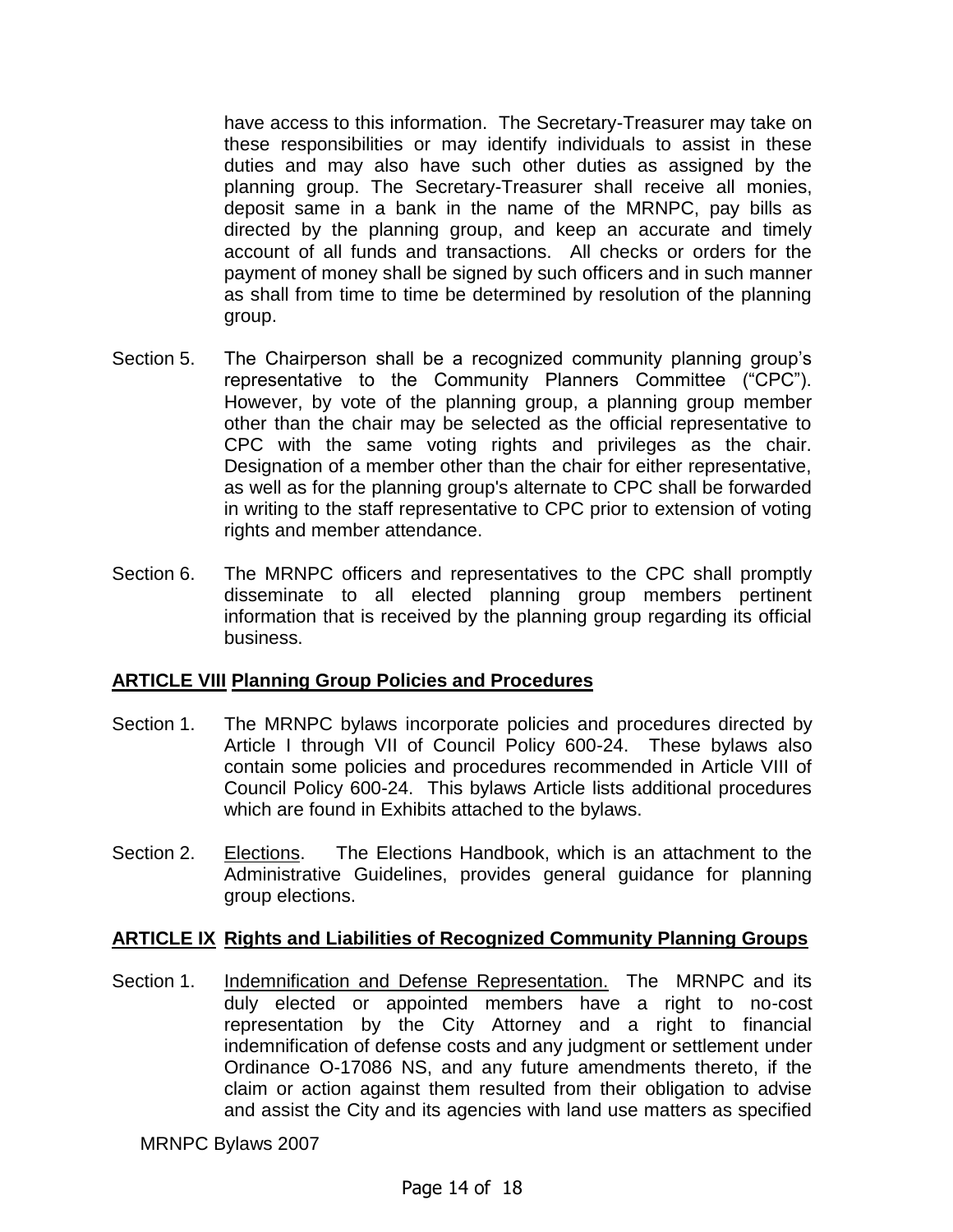have access to this information. The Secretary-Treasurer may take on these responsibilities or may identify individuals to assist in these duties and may also have such other duties as assigned by the planning group. The Secretary-Treasurer shall receive all monies, deposit same in a bank in the name of the MRNPC, pay bills as directed by the planning group, and keep an accurate and timely account of all funds and transactions. All checks or orders for the payment of money shall be signed by such officers and in such manner as shall from time to time be determined by resolution of the planning group.

Section 5. The Chairperson shall be a recognized community planning group's representative to the Community Planners Committee ("CPC"). However, by vote of the planning group, a planning group member other than the chair may be selected as the official representative to CPC with the same voting rights and privileges as the chair. Designation of a member other than the chair for either representative, as well as for the planning group's alternate to CPC shall be forwarded in writing to the staff representative to CPC prior to extension of voting rights and member attendance.

Section 6. The MRNPC officers and representatives to the CPC shall promptly disseminate to all elected planning group members pertinent information that is received by the planning group regarding its official business.

## ARTICLE VIII Planning Group Policies and Procedures

Section 1. The MRNPC bylaws incorporate policies and procedures directed by Article I through VII of Council Policy 600-24. These bylaws also contain some policies and procedures recommended in Article VIII of Council Policy 600-24. This bylaws Article lists additional procedures which are found in Exhibits attached to the bylaws.

Section 2. Elections. The Elections Handbook, which is an attachment to the Administrative Guidelines, provides general guidance for planning group elections.

## ARTICLE IX Rights and Liabilities of Recognized Community Planning Groups

Section 1. Indemnification and Defense Representation. The MRNPC and its duly elected or appointed members have a right to no-cost representation by the City Attorney and a right to financial indemnification of defense costs and any judgment or settlement under Ordinance O-17086 NS, and any future amendments thereto, if the claim or action against them resulted from their obligation to advise and assist the City and its agencies with land use matters as specified

MRNPC Bylaws 2007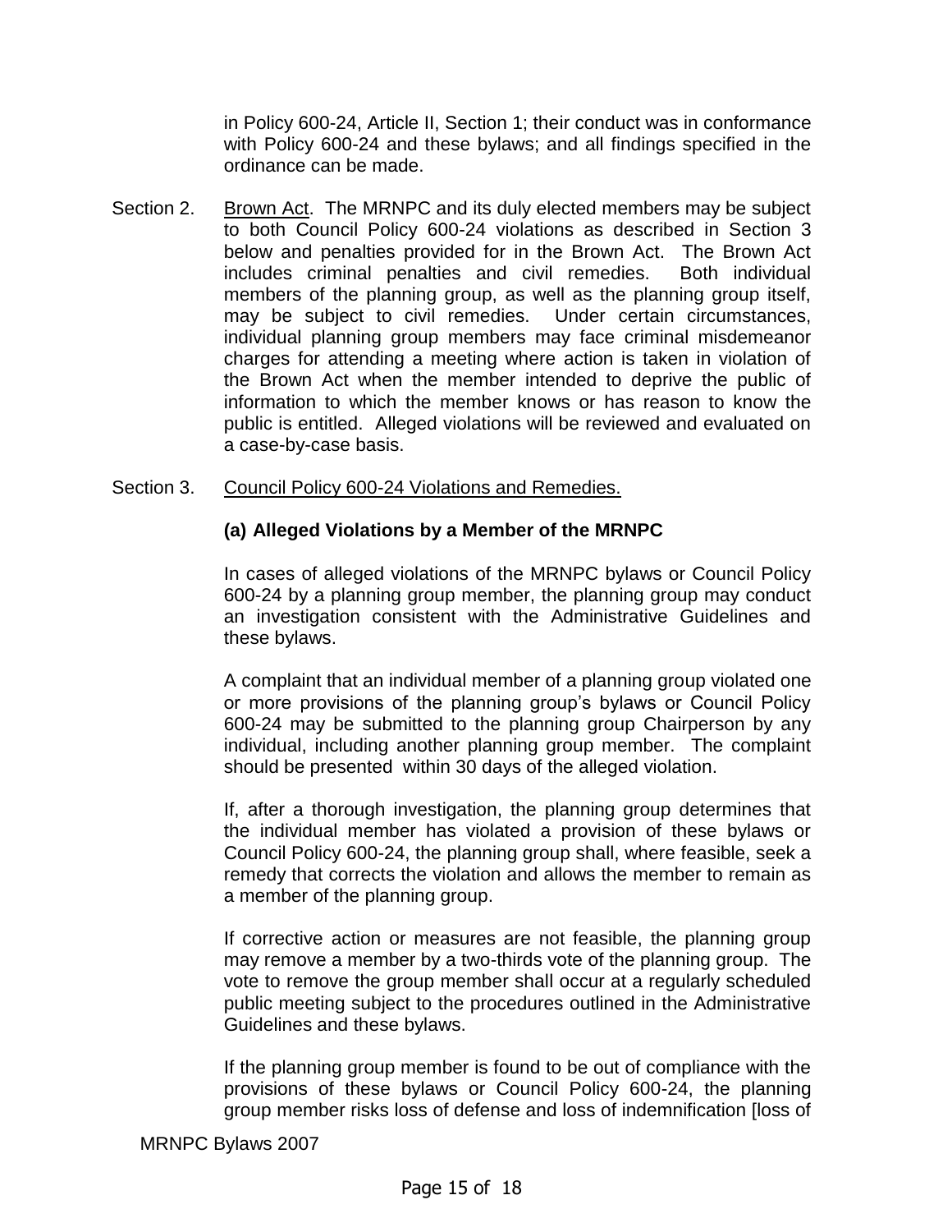in Policy 600-24, Article II, Section 1; their conduct was in conformance with Policy 600-24 and these bylaws; and all findings specified in the ordinance can be made.

Section 2. Brown Act. The MRNPC and its duly elected members may be subject to both Council Policy 600-24 violations as described in Section 3 below and penalties provided for in the Brown Act. The Brown Act includes criminal penalties and civil remedies. Both individual members of the planning group, as well as the planning group itself, may be subject to civil remedies. Under certain circumstances, individual planning group members may face criminal misdemeanor charges for attending a meeting where action is taken in violation of the Brown Act when the member intended to deprive the public of information to which the member knows or has reason to know the public is entitled. Alleged violations will be reviewed and evaluated on a case-by-case basis.

Section 3. Council Policy 600-24 Violations and Remedies.

**(a) Alleged Violations by a Member of the MRNPC**

In cases of alleged violations of the MRNPC bylaws or Council Policy 600-24 by a planning group member, the planning group may conduct an investigation consistent with the Administrative Guidelines and these bylaws.

A complaint that an individual member of a planning group violated one or more provisions of the planning group's bylaws or Council Policy 600-24 may be submitted to the planning group Chairperson by any individual, including another planning group member. The complaint should be presented within 30 days of the alleged violation.

If, after a thorough investigation, the planning group determines that the individual member has violated a provision of these bylaws or Council Policy 600-24, the planning group shall, where feasible, seek a remedy that corrects the violation and allows the member to remain as a member of the planning group.

If corrective action or measures are not feasible, the planning group may remove a member by a two-thirds vote of the planning group. The vote to remove the group member shall occur at a regularly scheduled public meeting subject to the procedures outlined in the Administrative Guidelines and these bylaws.

If the planning group member is found to be out of compliance with the provisions of these bylaws or Council Policy 600-24, the planning group member risks loss of defense and loss of indemnification [loss of

MRNPC Bylaws 2007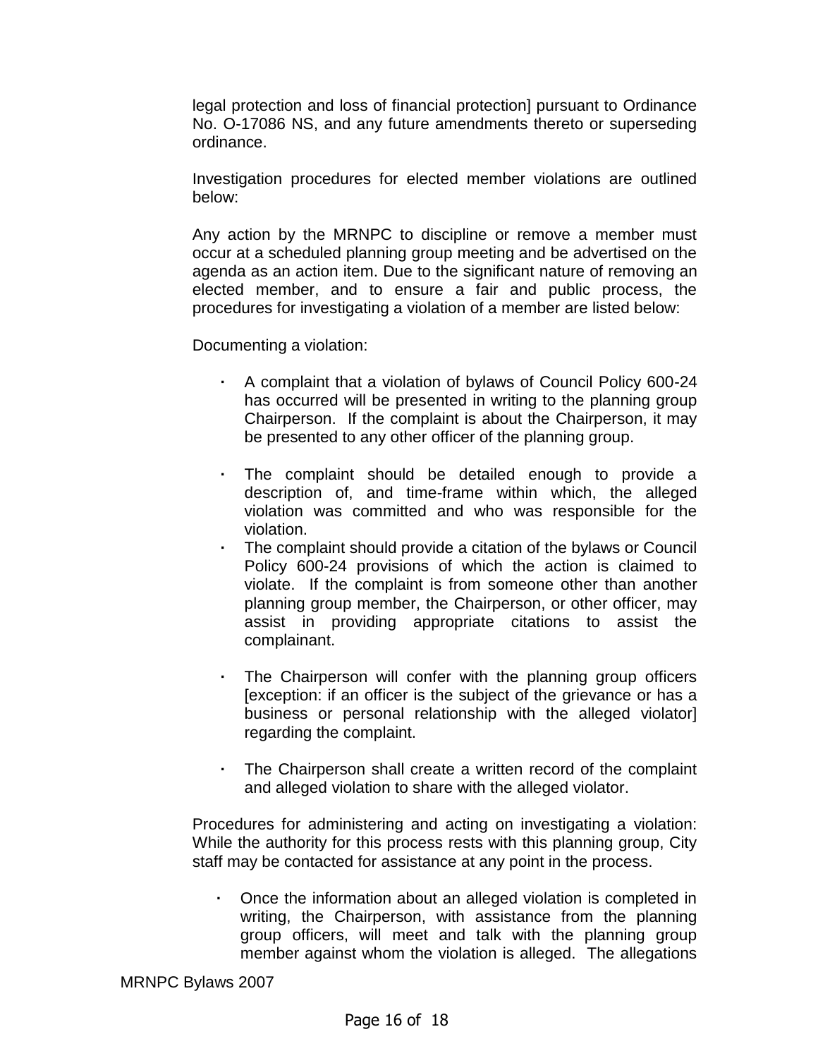legal protection and loss of financial protection] pursuant to Ordinance No. O-17086 NS, and any future amendments thereto or superseding ordinance.

Investigation procedures for elected member violations are outlined below:

Any action by the MRNPC to discipline or remove a member must occur at a scheduled planning group meeting and be advertised on the agenda as an action item. Due to the significant nature of removing an elected member, and to ensure a fair and public process, the procedures for investigating a violation of a member are listed below:

Documenting a violation:

- A complaint that a violation of bylaws of Council Policy 600-24 has occurred will be presented in writing to the planning group Chairperson. If the complaint is about the Chairperson, it may be presented to any other officer of the planning group.
- The complaint should be detailed enough to provide a description of, and time-frame within which, the alleged violation was committed and who was responsible for the violation.
- The complaint should provide a citation of the bylaws or Council Policy 600-24 provisions of which the action is claimed to violate. If the complaint is from someone other than another planning group member, the Chairperson, or other officer, may assist in providing appropriate citations to assist the complainant.
- The Chairperson will confer with the planning group officers [exception: if an officer is the subject of the grievance or has a business or personal relationship with the alleged violator] regarding the complaint.
- The Chairperson shall create a written record of the complaint and alleged violation to share with the alleged violator.

Procedures for administering and acting on investigating a violation: While the authority for this process rests with this planning group, City staff may be contacted for assistance at any point in the process.

- Once the information about an alleged violation is completed in writing, the Chairperson, with assistance from the planning group officers, will meet and talk with the planning group member against whom the violation is alleged. The allegations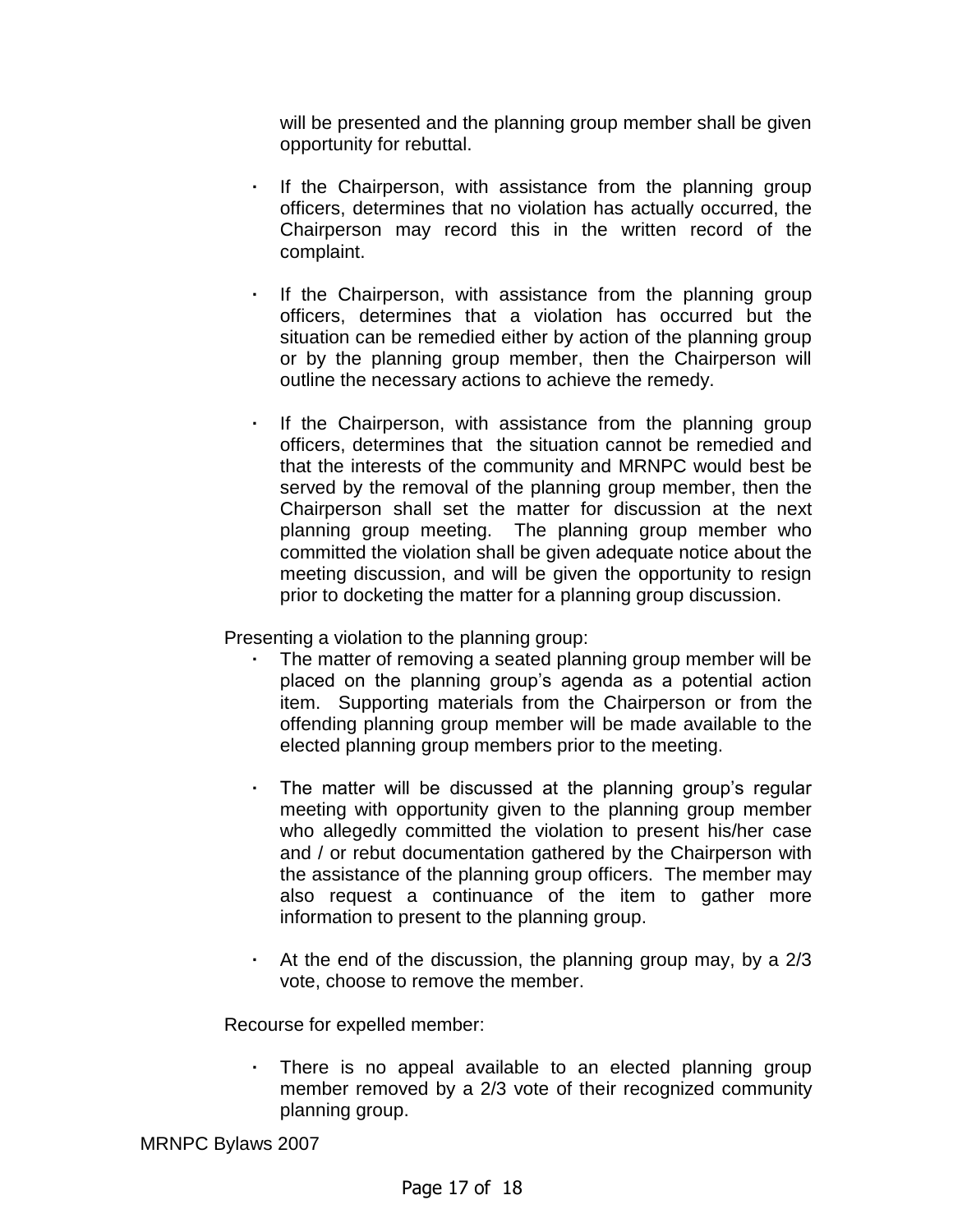will be presented and the planning group member shall be given opportunity for rebuttal.

- If the Chairperson, with assistance from the planning group officers, determines that no violation has actually occurred, the Chairperson may record this in the written record of the complaint.

- If the Chairperson, with assistance from the planning group officers, determines that a violation has occurred but the situation can be remedied either by action of the planning group or by the planning group member, then the Chairperson will outline the necessary actions to achieve the remedy.

- If the Chairperson, with assistance from the planning group officers, determines that the situation cannot be remedied and that the interests of the community and MRNPC would best be served by the removal of the planning group member, then the Chairperson shall set the matter for discussion at the next planning group meeting. The planning group member who committed the violation shall be given adequate notice about the meeting discussion, and will be given the opportunity to resign prior to docketing the matter for a planning group discussion.

Presenting a violation to the planning group:

- The matter of removing a seated planning group member will be placed on the planning group's agenda as a potential action item. Supporting materials from the Chairperson or from the offending planning group member will be made available to the elected planning group members prior to the meeting.

- The matter will be discussed at the planning group's regular meeting with opportunity given to the planning group member who allegedly committed the violation to present his/her case and / or rebut documentation gathered by the Chairperson with the assistance of the planning group officers. The member may also request a continuance of the item to gather more information to present to the planning group.

- At the end of the discussion, the planning group may, by a 2/3 vote, choose to remove the member.

Recourse for expelled member:

- There is no appeal available to an elected planning group member removed by a 2/3 vote of their recognized community planning group.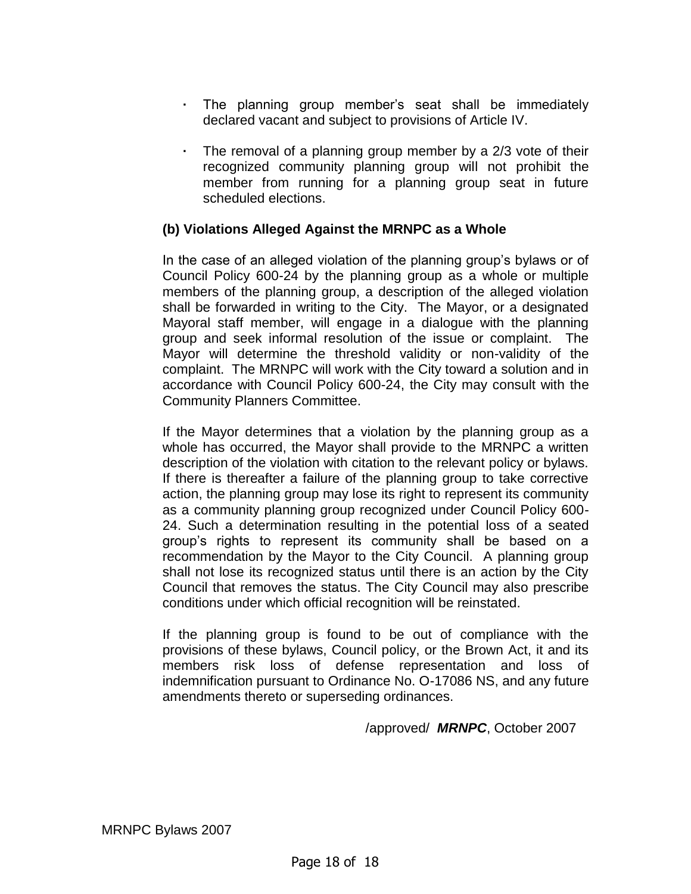- The planning group member's seat shall be immediately declared vacant and subject to provisions of Article IV.
- The removal of a planning group member by a 2/3 vote of their recognized community planning group will not prohibit the member from running for a planning group seat in future scheduled elections.

**(b) Violations Alleged Against the MRNPC as a Whole**

In the case of an alleged violation of the planning group's bylaws or of Council Policy 600-24 by the planning group as a whole or multiple members of the planning group, a description of the alleged violation shall be forwarded in writing to the City. The Mayor, or a designated Mayoral staff member, will engage in a dialogue with the planning group and seek informal resolution of the issue or complaint. The Mayor will determine the threshold validity or non-validity of the complaint. The MRNPC will work with the City toward a solution and in accordance with Council Policy 600-24, the City may consult with the Community Planners Committee.

If the Mayor determines that a violation by the planning group as a whole has occurred, the Mayor shall provide to the MRNPC a written description of the violation with citation to the relevant policy or bylaws. If there is thereafter a failure of the planning group to take corrective action, the planning group may lose its right to represent its community as a community planning group recognized under Council Policy 600-24. Such a determination resulting in the potential loss of a seated group's rights to represent its community shall be based on a recommendation by the Mayor to the City Council. A planning group shall not lose its recognized status until there is an action by the City Council that removes the status. The City Council may also prescribe conditions under which official recognition will be reinstated.

If the planning group is found to be out of compliance with the provisions of these bylaws, Council policy, or the Brown Act, it and its members risk loss of defense representation and loss of indemnification pursuant to Ordinance No. O-17086 NS, and any future amendments thereto or superseding ordinances.

/approved/ ***MRNPC***, October 2007